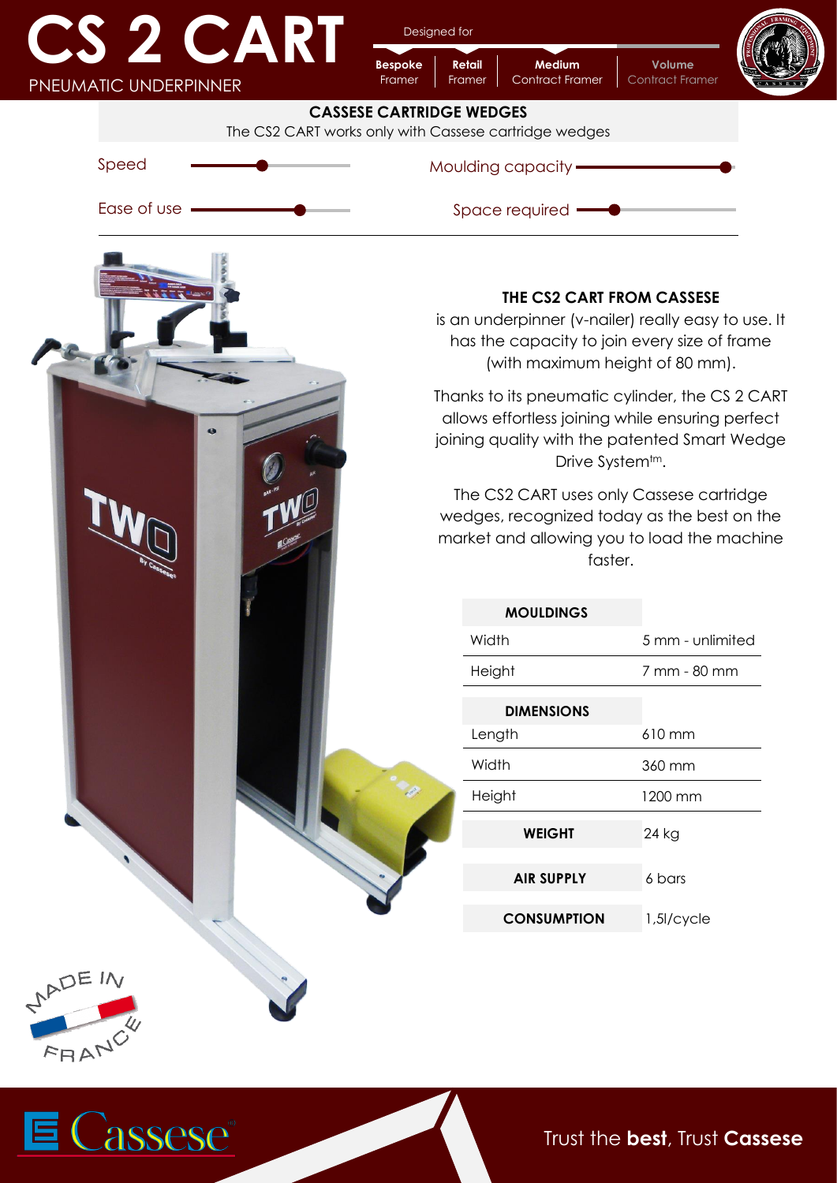# CS 2 CART

PNEUMATIC UNDERPINNER

Designed for

| Bespoke Framer | Retail Framer | Medium Contract Framer | Volume Contract Framer |
|---|---|---|---|

**CASSESE CARTRIDGE WEDGES**

The CS2 CART works only with Cassese cartridge wedges

Speed

Moulding capacity

Ease of use

Space required

**THE CS2 CART FROM CASSESE**

is an underpinner (v-nailer) really easy to use. It has the capacity to join every size of frame (with maximum height of 80 mm).

Thanks to its pneumatic cylinder, the CS 2 CART allows effortless joining while ensuring perfect joining quality with the patented Smart Wedge Drive System™.

The CS2 CART uses only Cassese cartridge wedges, recognized today as the best on the market and allowing you to load the machine faster.

| **MOULDINGS** | |
|---|---|
| Width | 5 mm - unlimited |
| Height | 7 mm - 80 mm |

| **DIMENSIONS** | |
|---|---|
| Length | 610 mm |
| Width | 360 mm |
| Height | 1200 mm |

| | |
|---|---|
| **WEIGHT** | 24 kg |
| **AIR SUPPLY** | 6 bars |
| **CONSUMPTION** | 1,5l/cycle |

MADE IN FRANCE

Cassese

Trust the **best**, Trust **Cassese**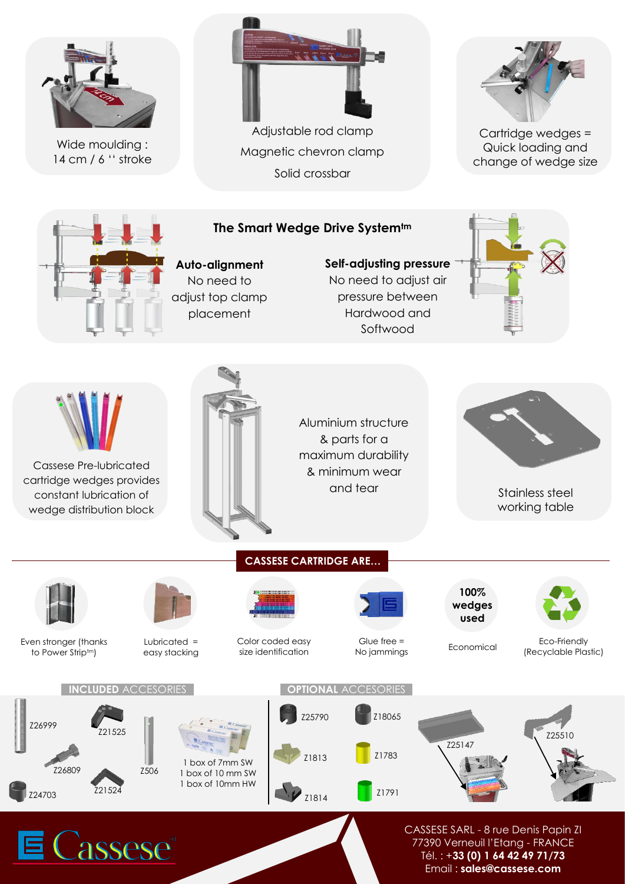Wide moulding : 14 cm / 6 '' stroke

Adjustable rod clamp

Magnetic chevron clamp

Solid crossbar

Cartridge wedges = Quick loading and change of wedge size

## The Smart Wedge Drive System[tm]

**Auto-alignment**
No need to adjust top clamp placement

**Self-adjusting pressure**
No need to adjust air pressure between Hardwood and Softwood

Cassese Pre-lubricated cartridge wedges provides constant lubrication of wedge distribution block

Aluminium structure & parts for a maximum durability & minimum wear and tear

Stainless steel working table

## CASSESE CARTRIDGE ARE...

- Even stronger (thanks to Power Strip[tm])
- Lubricated = easy stacking
- Color coded easy size identification
- Glue free = No jammings
- **100% wedges used** — Economical
- Eco-Friendly (Recyclable Plastic)

## INCLUDED ACCESORIES

Z26999, Z21525, Z26809, Z506, Z24703, Z21524

1 box of 7mm SW
1 box of 10 mm SW
1 box of 10mm HW

## OPTIONAL ACCESORIES

Z25790, Z18065, Z1813, Z1783, Z1814, Z1791, Z25147, Z25510

Cassese

CASSESE SARL - 8 rue Denis Papin ZI
77390 Verneuil l'Etang - FRANCE
Tél. : +**33 (0) 1 64 42 49 71/73**
Email : **sales@cassese.com**